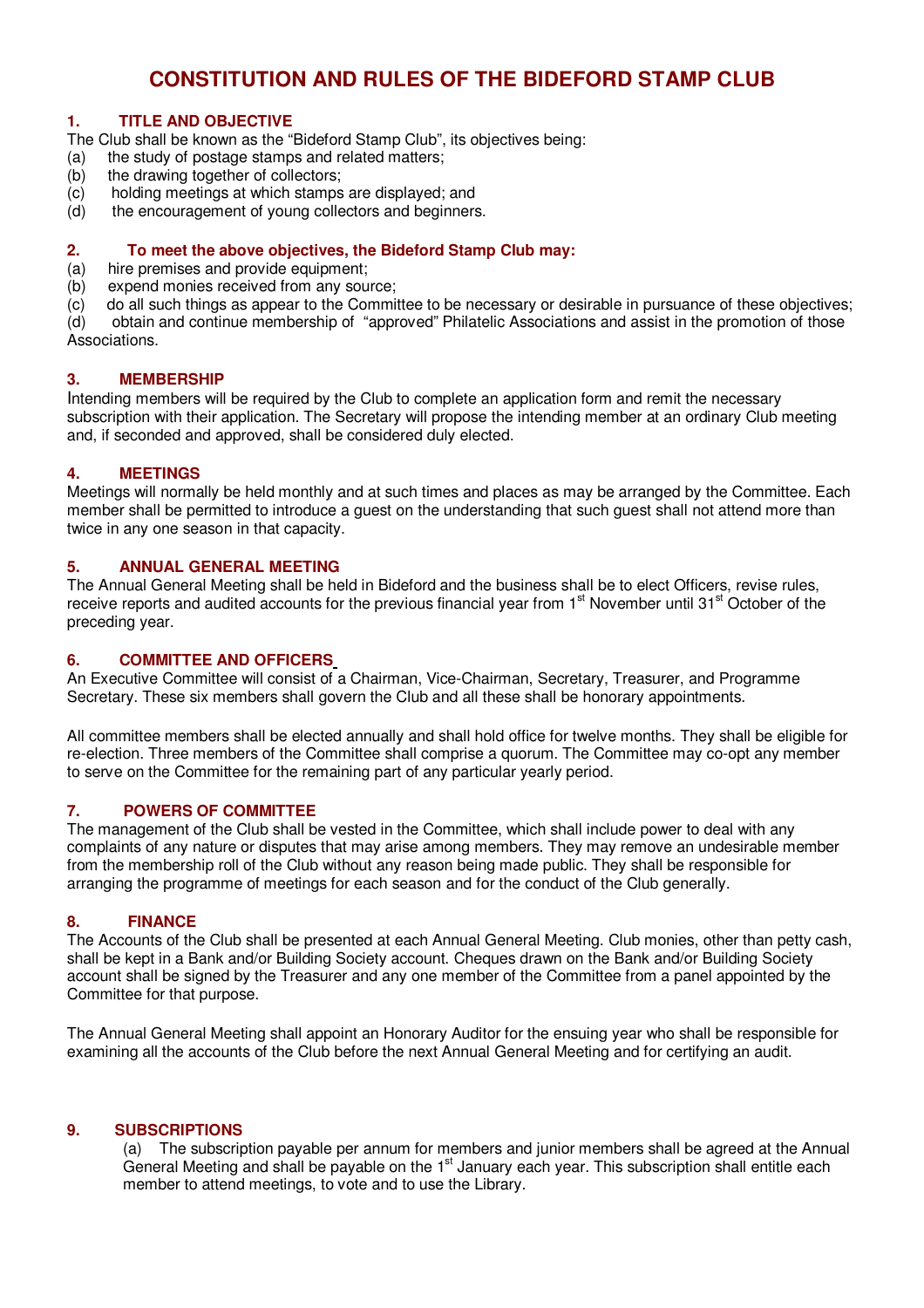# CONSTITUTION AND RULES OF THE BIDEFORD STAMP CLUB

## 1. TITLE AND OBJECTIVE

The Club shall be known as the "Bideford Stamp Club", its objectives being:

(a) the study of postage stamps and related matters;
(b) the drawing together of collectors;
(c) holding meetings at which stamps are displayed; and
(d) the encouragement of young collectors and beginners.

## 2. To meet the above objectives, the Bideford Stamp Club may:

(a) hire premises and provide equipment;
(b) expend monies received from any source;
(c) do all such things as appear to the Committee to be necessary or desirable in pursuance of these objectives;
(d) obtain and continue membership of "approved" Philatelic Associations and assist in the promotion of those Associations.

## 3. MEMBERSHIP

Intending members will be required by the Club to complete an application form and remit the necessary subscription with their application. The Secretary will propose the intending member at an ordinary Club meeting and, if seconded and approved, shall be considered duly elected.

## 4. MEETINGS

Meetings will normally be held monthly and at such times and places as may be arranged by the Committee. Each member shall be permitted to introduce a guest on the understanding that such guest shall not attend more than twice in any one season in that capacity.

## 5. ANNUAL GENERAL MEETING

The Annual General Meeting shall be held in Bideford and the business shall be to elect Officers, revise rules, receive reports and audited accounts for the previous financial year from 1st November until 31st October of the preceding year.

## 6. COMMITTEE AND OFFICERS

An Executive Committee will consist of a Chairman, Vice-Chairman, Secretary, Treasurer, and Programme Secretary. These six members shall govern the Club and all these shall be honorary appointments.

All committee members shall be elected annually and shall hold office for twelve months. They shall be eligible for re-election. Three members of the Committee shall comprise a quorum. The Committee may co-opt any member to serve on the Committee for the remaining part of any particular yearly period.

## 7. POWERS OF COMMITTEE

The management of the Club shall be vested in the Committee, which shall include power to deal with any complaints of any nature or disputes that may arise among members. They may remove an undesirable member from the membership roll of the Club without any reason being made public. They shall be responsible for arranging the programme of meetings for each season and for the conduct of the Club generally.

## 8. FINANCE

The Accounts of the Club shall be presented at each Annual General Meeting. Club monies, other than petty cash, shall be kept in a Bank and/or Building Society account. Cheques drawn on the Bank and/or Building Society account shall be signed by the Treasurer and any one member of the Committee from a panel appointed by the Committee for that purpose.

The Annual General Meeting shall appoint an Honorary Auditor for the ensuing year who shall be responsible for examining all the accounts of the Club before the next Annual General Meeting and for certifying an audit.

## 9. SUBSCRIPTIONS

(a) The subscription payable per annum for members and junior members shall be agreed at the Annual General Meeting and shall be payable on the 1st January each year. This subscription shall entitle each member to attend meetings, to vote and to use the Library.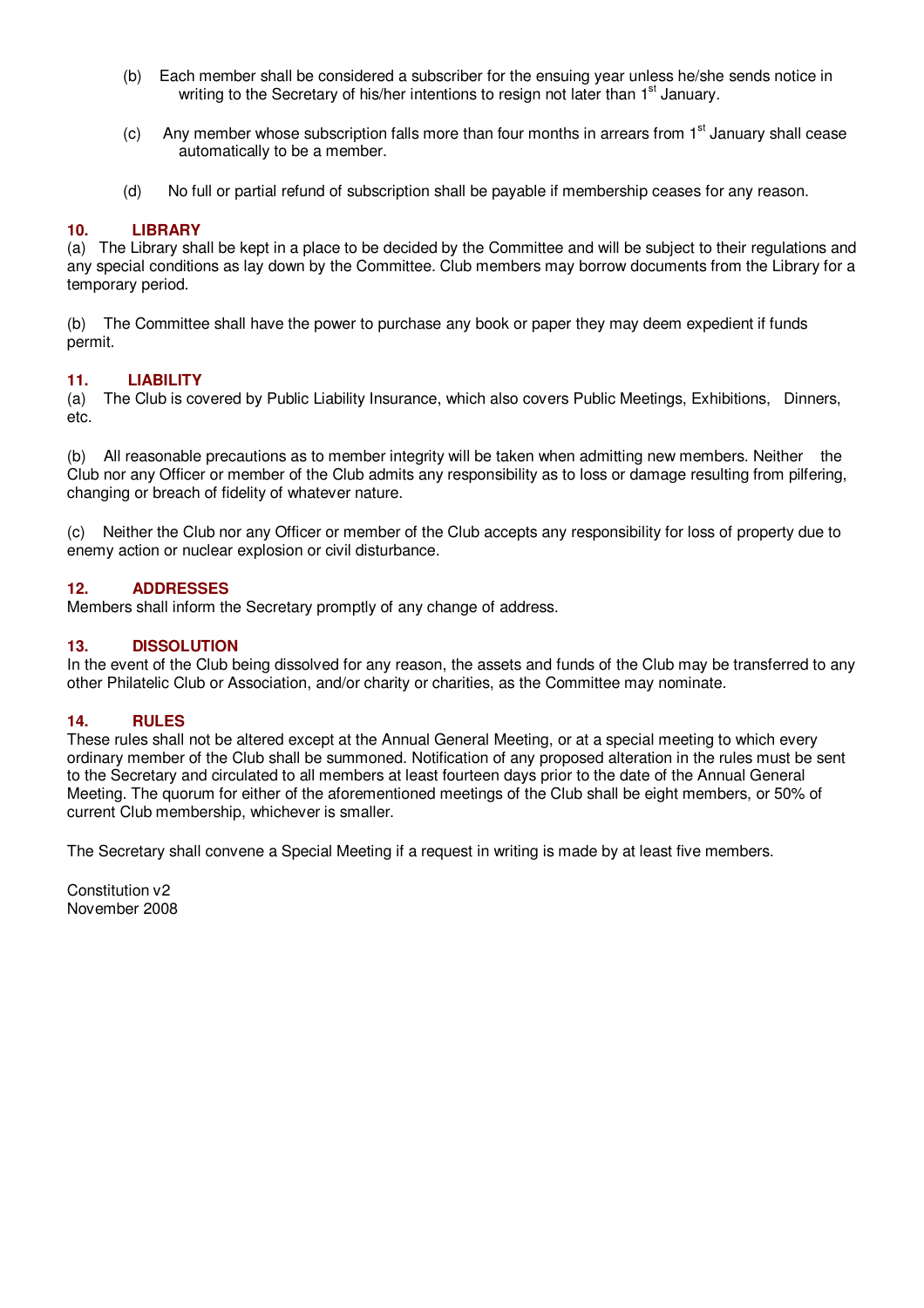(b) Each member shall be considered a subscriber for the ensuing year unless he/she sends notice in writing to the Secretary of his/her intentions to resign not later than 1st January.

(c) Any member whose subscription falls more than four months in arrears from 1st January shall cease automatically to be a member.

(d) No full or partial refund of subscription shall be payable if membership ceases for any reason.

## 10. LIBRARY

(a) The Library shall be kept in a place to be decided by the Committee and will be subject to their regulations and any special conditions as lay down by the Committee. Club members may borrow documents from the Library for a temporary period.

(b) The Committee shall have the power to purchase any book or paper they may deem expedient if funds permit.

## 11. LIABILITY

(a) The Club is covered by Public Liability Insurance, which also covers Public Meetings, Exhibitions, Dinners, etc.

(b) All reasonable precautions as to member integrity will be taken when admitting new members. Neither the Club nor any Officer or member of the Club admits any responsibility as to loss or damage resulting from pilfering, changing or breach of fidelity of whatever nature.

(c) Neither the Club nor any Officer or member of the Club accepts any responsibility for loss of property due to enemy action or nuclear explosion or civil disturbance.

## 12. ADDRESSES

Members shall inform the Secretary promptly of any change of address.

## 13. DISSOLUTION

In the event of the Club being dissolved for any reason, the assets and funds of the Club may be transferred to any other Philatelic Club or Association, and/or charity or charities, as the Committee may nominate.

## 14. RULES

These rules shall not be altered except at the Annual General Meeting, or at a special meeting to which every ordinary member of the Club shall be summoned. Notification of any proposed alteration in the rules must be sent to the Secretary and circulated to all members at least fourteen days prior to the date of the Annual General Meeting. The quorum for either of the aforementioned meetings of the Club shall be eight members, or 50% of current Club membership, whichever is smaller.

The Secretary shall convene a Special Meeting if a request in writing is made by at least five members.

Constitution v2
November 2008